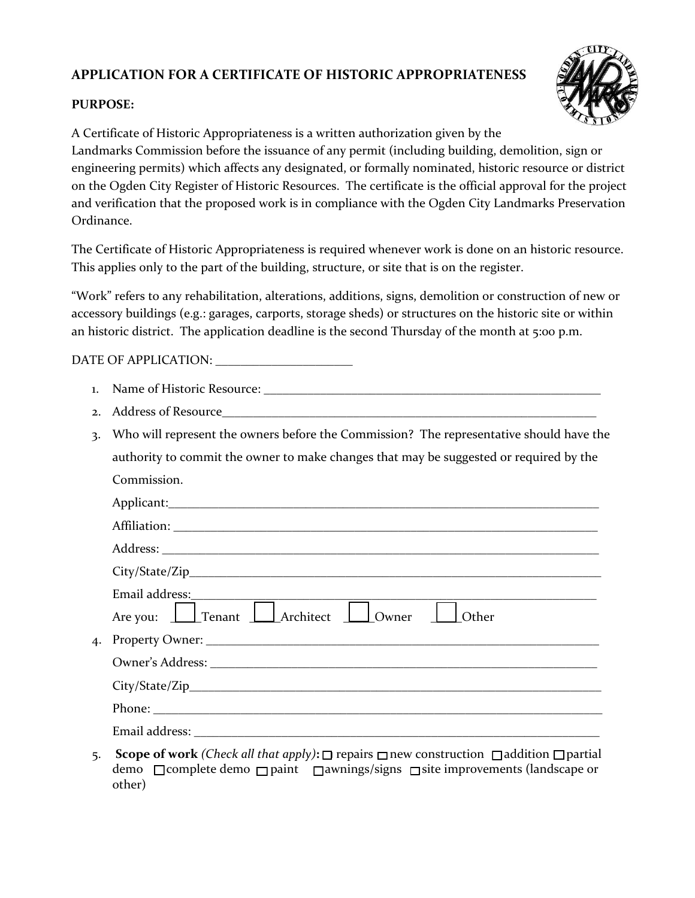# APPLICATION FOR A CERTIFICATE OF HISTORIC APPROPRIATENESS

**PURPOSE:**

A Certificate of Historic Appropriateness is a written authorization given by the Landmarks Commission before the issuance of any permit (including building, demolition, sign or engineering permits) which affects any designated, or formally nominated, historic resource or district on the Ogden City Register of Historic Resources. The certificate is the official approval for the project and verification that the proposed work is in compliance with the Ogden City Landmarks Preservation Ordinance.

The Certificate of Historic Appropriateness is required whenever work is done on an historic resource. This applies only to the part of the building, structure, or site that is on the register.

"Work" refers to any rehabilitation, alterations, additions, signs, demolition or construction of new or accessory buildings (e.g.: garages, carports, storage sheds) or structures on the historic site or within an historic district. The application deadline is the second Thursday of the month at 5:00 p.m.

DATE OF APPLICATION: ______________________

1. Name of Historic Resource: ______________________________________________________
2. Address of Resource______________________________________________________________
3. Who will represent the owners before the Commission? The representative should have the authority to commit the owner to make changes that may be suggested or required by the Commission.

   Applicant:______________________________________________________________________

   Affiliation: ____________________________________________________________________

   Address: _______________________________________________________________________

   City/State/Zip__________________________________________________________________

   Email address:__________________________________________________________________

   Are you: ☐ Tenant ☐ Architect ☐ Owner ☐ Other

4. Property Owner: _______________________________________________________________

   Owner's Address: ______________________________________________________________

   City/State/Zip__________________________________________________________________

   Phone: _________________________________________________________________________

   Email address: _________________________________________________________________

5. **Scope of work** *(Check all that apply)***:** ☐ repairs ☐ new construction ☐ addition ☐ partial demo ☐ complete demo ☐ paint ☐ awnings/signs ☐ site improvements (landscape or other)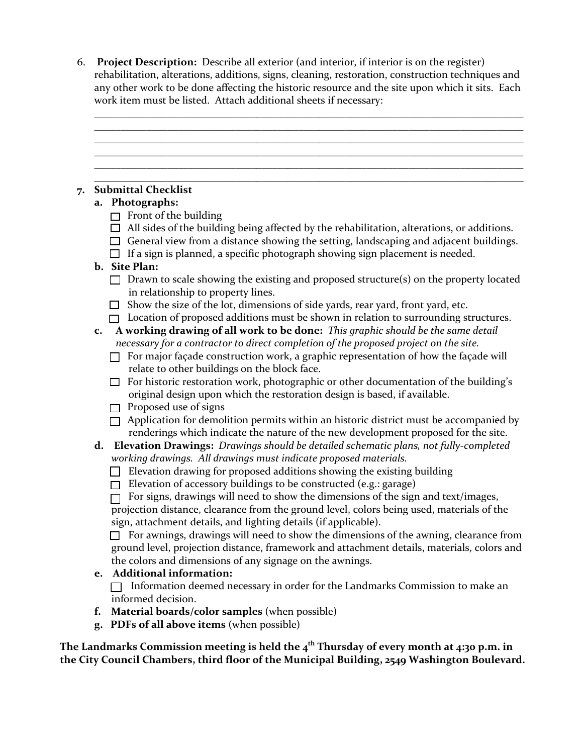6. **Project Description:** Describe all exterior (and interior, if interior is on the register) rehabilitation, alterations, additions, signs, cleaning, restoration, construction techniques and any other work to be done affecting the historic resource and the site upon which it sits. Each work item must be listed. Attach additional sheets if necessary:

______________________________________________________________________________
______________________________________________________________________________
______________________________________________________________________________
______________________________________________________________________________
______________________________________________________________________________
______________________________________________________________________________

7. **Submittal Checklist**

   a. **Photographs:**
      - ☐ Front of the building
      - ☐ All sides of the building being affected by the rehabilitation, alterations, or additions.
      - ☐ General view from a distance showing the setting, landscaping and adjacent buildings.
      - ☐ If a sign is planned, a specific photograph showing sign placement is needed.

   b. **Site Plan:**
      - ☐ Drawn to scale showing the existing and proposed structure(s) on the property located in relationship to property lines.
      - ☐ Show the size of the lot, dimensions of side yards, rear yard, front yard, etc.
      - ☐ Location of proposed additions must be shown in relation to surrounding structures.

   c. **A working drawing of all work to be done:** *This graphic should be the same detail necessary for a contractor to direct completion of the proposed project on the site.*
      - ☐ For major façade construction work, a graphic representation of how the façade will relate to other buildings on the block face.
      - ☐ For historic restoration work, photographic or other documentation of the building's original design upon which the restoration design is based, if available.
      - ☐ Proposed use of signs
      - ☐ Application for demolition permits within an historic district must be accompanied by renderings which indicate the nature of the new development proposed for the site.

   d. **Elevation Drawings:** *Drawings should be detailed schematic plans, not fully-completed working drawings. All drawings must indicate proposed materials.*
      - ☐ Elevation drawing for proposed additions showing the existing building
      - ☐ Elevation of accessory buildings to be constructed (e.g.: garage)
      - ☐ For signs, drawings will need to show the dimensions of the sign and text/images, projection distance, clearance from the ground level, colors being used, materials of the sign, attachment details, and lighting details (if applicable).
      - ☐ For awnings, drawings will need to show the dimensions of the awning, clearance from ground level, projection distance, framework and attachment details, materials, colors and the colors and dimensions of any signage on the awnings.

   e. **Additional information:**
      - ☐ Information deemed necessary in order for the Landmarks Commission to make an informed decision.

   f. **Material boards/color samples** (when possible)

   g. **PDFs of all above items** (when possible)

**The Landmarks Commission meeting is held the 4th Thursday of every month at 4:30 p.m. in the City Council Chambers, third floor of the Municipal Building, 2549 Washington Boulevard.**